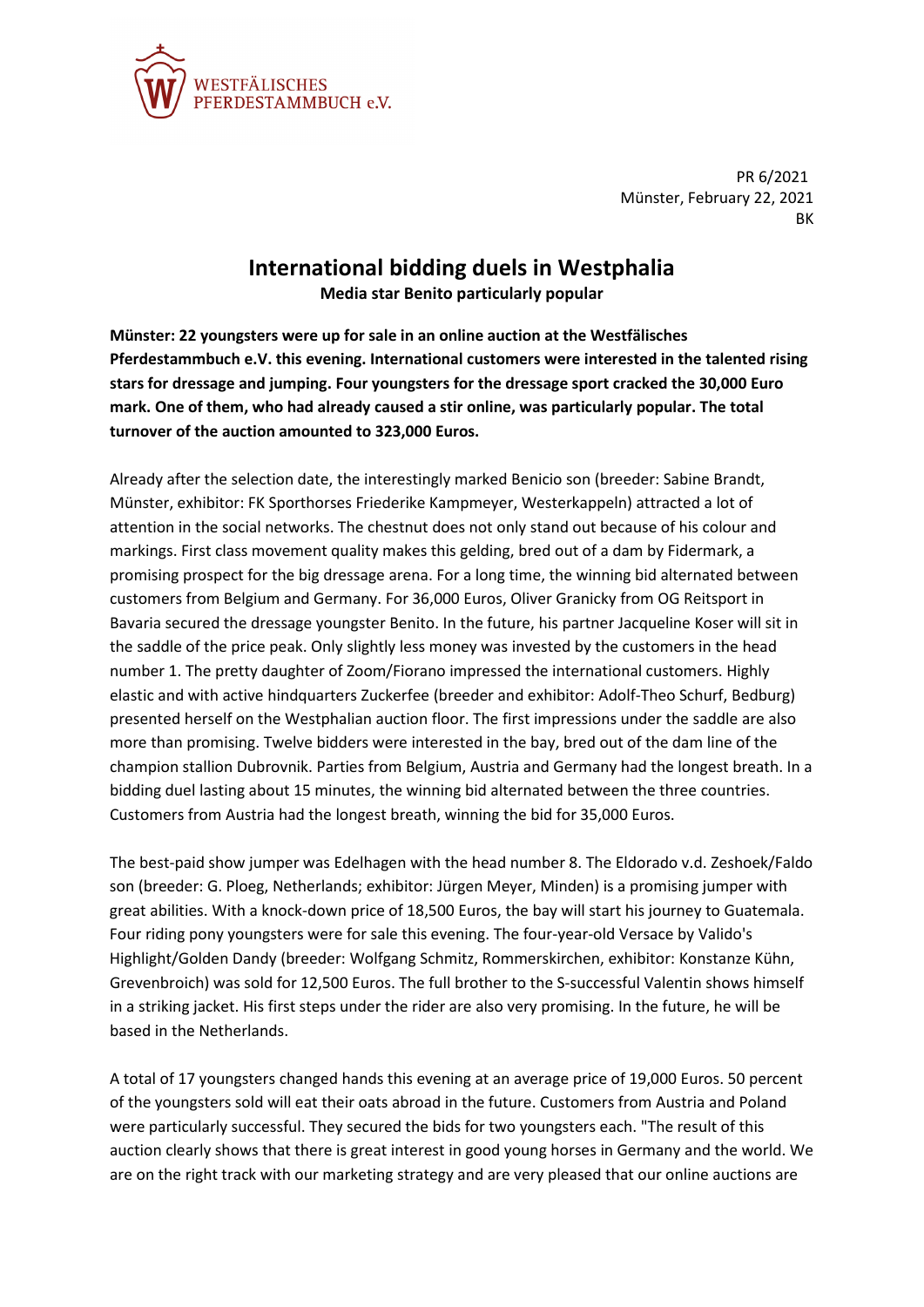WESTFÄLISCHES PFERDESTAMMBUCH e.V.

PR 6/2021
Münster, February 22, 2021
BK

# International bidding duels in Westphalia

**Media star Benito particularly popular**

**Münster: 22 youngsters were up for sale in an online auction at the Westfälisches Pferdestammbuch e.V. this evening. International customers were interested in the talented rising stars for dressage and jumping. Four youngsters for the dressage sport cracked the 30,000 Euro mark. One of them, who had already caused a stir online, was particularly popular. The total turnover of the auction amounted to 323,000 Euros.**

Already after the selection date, the interestingly marked Benicio son (breeder: Sabine Brandt, Münster, exhibitor: FK Sporthorses Friederike Kampmeyer, Westerkappeln) attracted a lot of attention in the social networks. The chestnut does not only stand out because of his colour and markings. First class movement quality makes this gelding, bred out of a dam by Fidermark, a promising prospect for the big dressage arena. For a long time, the winning bid alternated between customers from Belgium and Germany. For 36,000 Euros, Oliver Granicky from OG Reitsport in Bavaria secured the dressage youngster Benito. In the future, his partner Jacqueline Koser will sit in the saddle of the price peak. Only slightly less money was invested by the customers in the head number 1. The pretty daughter of Zoom/Fiorano impressed the international customers. Highly elastic and with active hindquarters Zuckerfee (breeder and exhibitor: Adolf-Theo Schurf, Bedburg) presented herself on the Westphalian auction floor. The first impressions under the saddle are also more than promising. Twelve bidders were interested in the bay, bred out of the dam line of the champion stallion Dubrovnik. Parties from Belgium, Austria and Germany had the longest breath. In a bidding duel lasting about 15 minutes, the winning bid alternated between the three countries. Customers from Austria had the longest breath, winning the bid for 35,000 Euros.

The best-paid show jumper was Edelhagen with the head number 8. The Eldorado v.d. Zeshoek/Faldo son (breeder: G. Ploeg, Netherlands; exhibitor: Jürgen Meyer, Minden) is a promising jumper with great abilities. With a knock-down price of 18,500 Euros, the bay will start his journey to Guatemala. Four riding pony youngsters were for sale this evening. The four-year-old Versace by Valido's Highlight/Golden Dandy (breeder: Wolfgang Schmitz, Rommerskirchen, exhibitor: Konstanze Kühn, Grevenbroich) was sold for 12,500 Euros. The full brother to the S-successful Valentin shows himself in a striking jacket. His first steps under the rider are also very promising. In the future, he will be based in the Netherlands.

A total of 17 youngsters changed hands this evening at an average price of 19,000 Euros. 50 percent of the youngsters sold will eat their oats abroad in the future. Customers from Austria and Poland were particularly successful. They secured the bids for two youngsters each. "The result of this auction clearly shows that there is great interest in good young horses in Germany and the world. We are on the right track with our marketing strategy and are very pleased that our online auctions are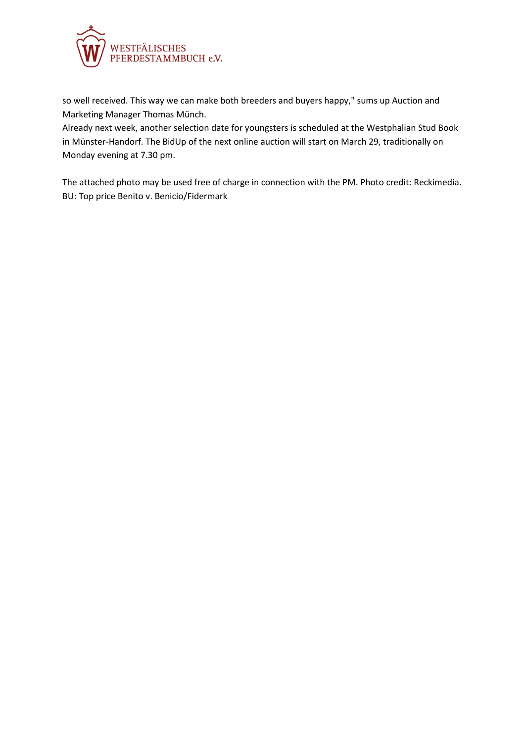so well received. This way we can make both breeders and buyers happy," sums up Auction and Marketing Manager Thomas Münch.
Already next week, another selection date for youngsters is scheduled at the Westphalian Stud Book in Münster-Handorf. The BidUp of the next online auction will start on March 29, traditionally on Monday evening at 7.30 pm.

The attached photo may be used free of charge in connection with the PM. Photo credit: Reckimedia.
BU: Top price Benito v. Benicio/Fidermark